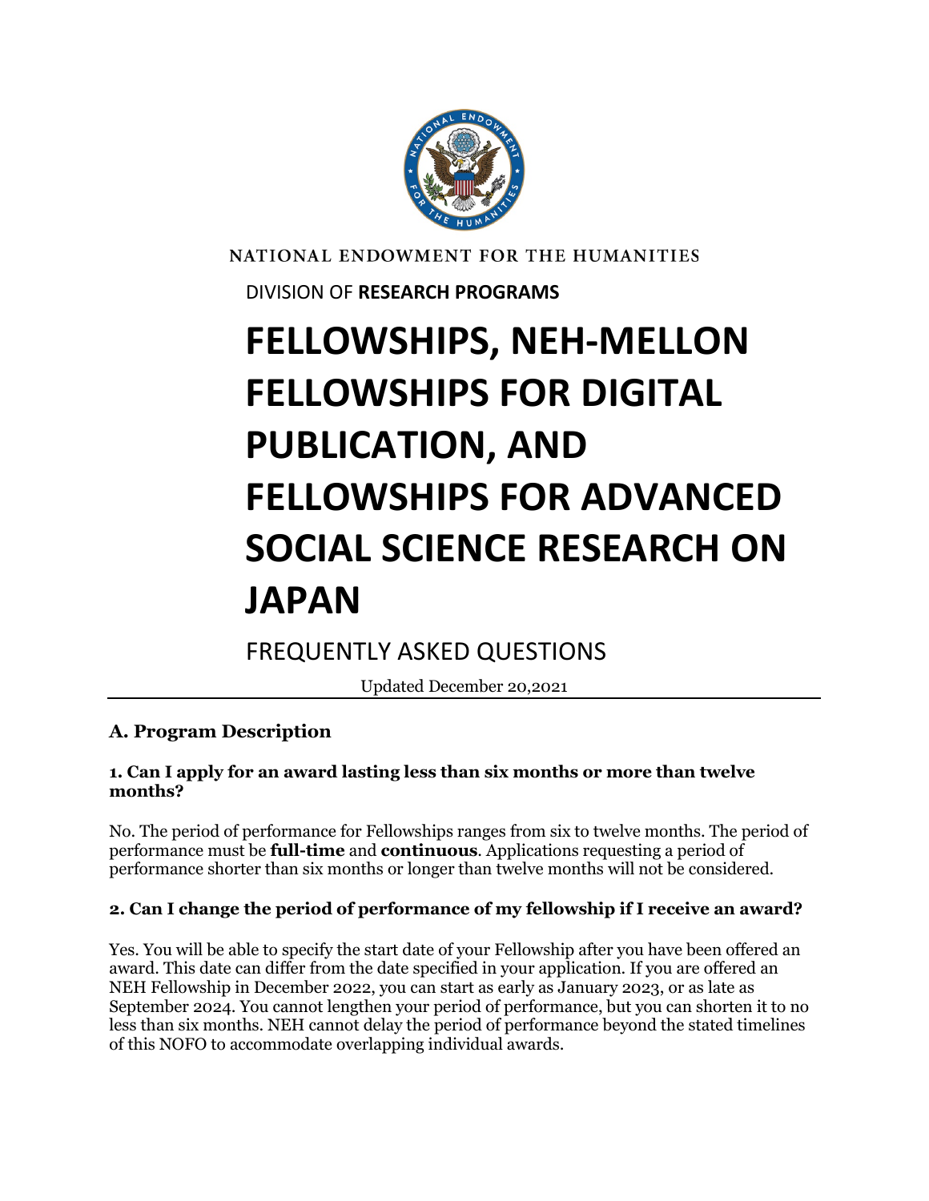NATIONAL ENDOWMENT FOR THE HUMANITIES

DIVISION OF **RESEARCH PROGRAMS**

# FELLOWSHIPS, NEH-MELLON FELLOWSHIPS FOR DIGITAL PUBLICATION, AND FELLOWSHIPS FOR ADVANCED SOCIAL SCIENCE RESEARCH ON JAPAN

FREQUENTLY ASKED QUESTIONS

Updated December 20,2021

## A. Program Description

### 1. Can I apply for an award lasting less than six months or more than twelve months?

No. The period of performance for Fellowships ranges from six to twelve months. The period of performance must be **full-time** and **continuous**. Applications requesting a period of performance shorter than six months or longer than twelve months will not be considered.

### 2. Can I change the period of performance of my fellowship if I receive an award?

Yes. You will be able to specify the start date of your Fellowship after you have been offered an award. This date can differ from the date specified in your application. If you are offered an NEH Fellowship in December 2022, you can start as early as January 2023, or as late as September 2024. You cannot lengthen your period of performance, but you can shorten it to no less than six months. NEH cannot delay the period of performance beyond the stated timelines of this NOFO to accommodate overlapping individual awards.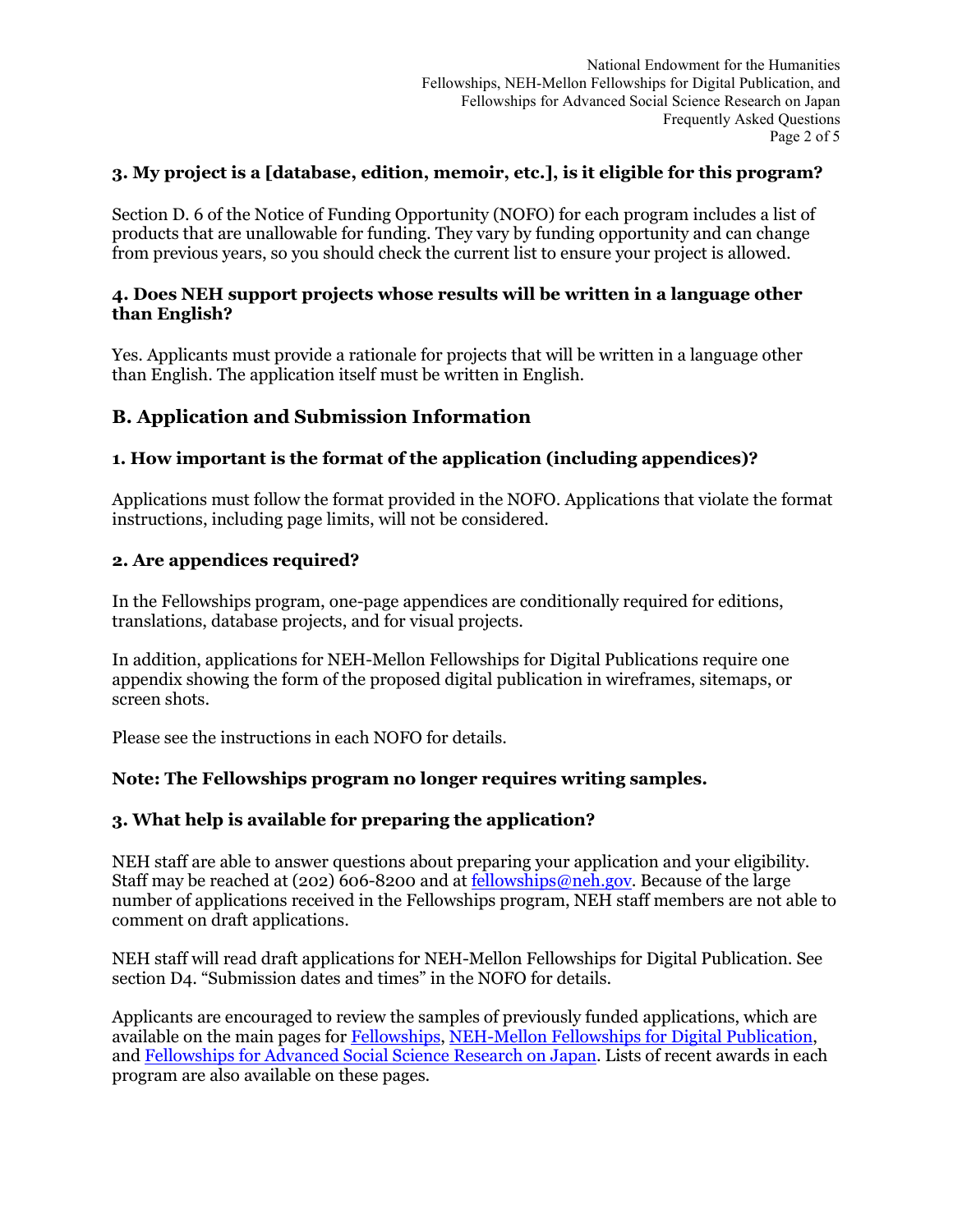### 3. My project is a [database, edition, memoir, etc.], is it eligible for this program?

Section D. 6 of the Notice of Funding Opportunity (NOFO) for each program includes a list of products that are unallowable for funding. They vary by funding opportunity and can change from previous years, so you should check the current list to ensure your project is allowed.

### 4. Does NEH support projects whose results will be written in a language other than English?

Yes. Applicants must provide a rationale for projects that will be written in a language other than English. The application itself must be written in English.

## B. Application and Submission Information

### 1. How important is the format of the application (including appendices)?

Applications must follow the format provided in the NOFO. Applications that violate the format instructions, including page limits, will not be considered.

### 2. Are appendices required?

In the Fellowships program, one-page appendices are conditionally required for editions, translations, database projects, and for visual projects.

In addition, applications for NEH-Mellon Fellowships for Digital Publications require one appendix showing the form of the proposed digital publication in wireframes, sitemaps, or screen shots.

Please see the instructions in each NOFO for details.

**Note: The Fellowships program no longer requires writing samples.**

### 3. What help is available for preparing the application?

NEH staff are able to answer questions about preparing your application and your eligibility. Staff may be reached at (202) 606-8200 and at fellowships@neh.gov. Because of the large number of applications received in the Fellowships program, NEH staff members are not able to comment on draft applications.

NEH staff will read draft applications for NEH-Mellon Fellowships for Digital Publication. See section D4. “Submission dates and times” in the NOFO for details.

Applicants are encouraged to review the samples of previously funded applications, which are available on the main pages for Fellowships, NEH-Mellon Fellowships for Digital Publication, and Fellowships for Advanced Social Science Research on Japan. Lists of recent awards in each program are also available on these pages.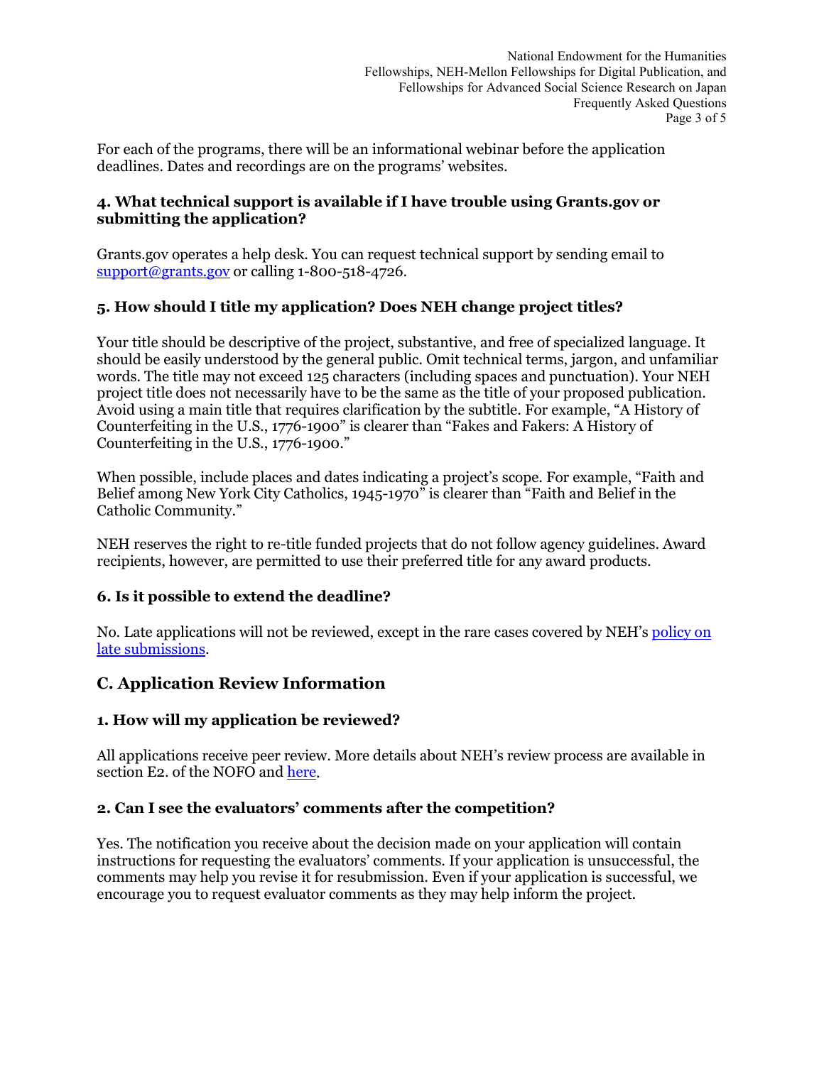For each of the programs, there will be an informational webinar before the application deadlines. Dates and recordings are on the programs' websites.

#### 4. What technical support is available if I have trouble using Grants.gov or submitting the application?

Grants.gov operates a help desk. You can request technical support by sending email to [support@grants.gov](mailto:support@grants.gov) or calling 1-800-518-4726.

#### 5. How should I title my application? Does NEH change project titles?

Your title should be descriptive of the project, substantive, and free of specialized language. It should be easily understood by the general public. Omit technical terms, jargon, and unfamiliar words. The title may not exceed 125 characters (including spaces and punctuation). Your NEH project title does not necessarily have to be the same as the title of your proposed publication. Avoid using a main title that requires clarification by the subtitle. For example, "A History of Counterfeiting in the U.S., 1776-1900" is clearer than "Fakes and Fakers: A History of Counterfeiting in the U.S., 1776-1900."

When possible, include places and dates indicating a project's scope. For example, "Faith and Belief among New York City Catholics, 1945-1970" is clearer than "Faith and Belief in the Catholic Community."

NEH reserves the right to re-title funded projects that do not follow agency guidelines. Award recipients, however, are permitted to use their preferred title for any award products.

#### 6. Is it possible to extend the deadline?

No. Late applications will not be reviewed, except in the rare cases covered by NEH's policy on late submissions.

### C. Application Review Information

#### 1. How will my application be reviewed?

All applications receive peer review. More details about NEH's review process are available in section E2. of the NOFO and here.

#### 2. Can I see the evaluators' comments after the competition?

Yes. The notification you receive about the decision made on your application will contain instructions for requesting the evaluators' comments. If your application is unsuccessful, the comments may help you revise it for resubmission. Even if your application is successful, we encourage you to request evaluator comments as they may help inform the project.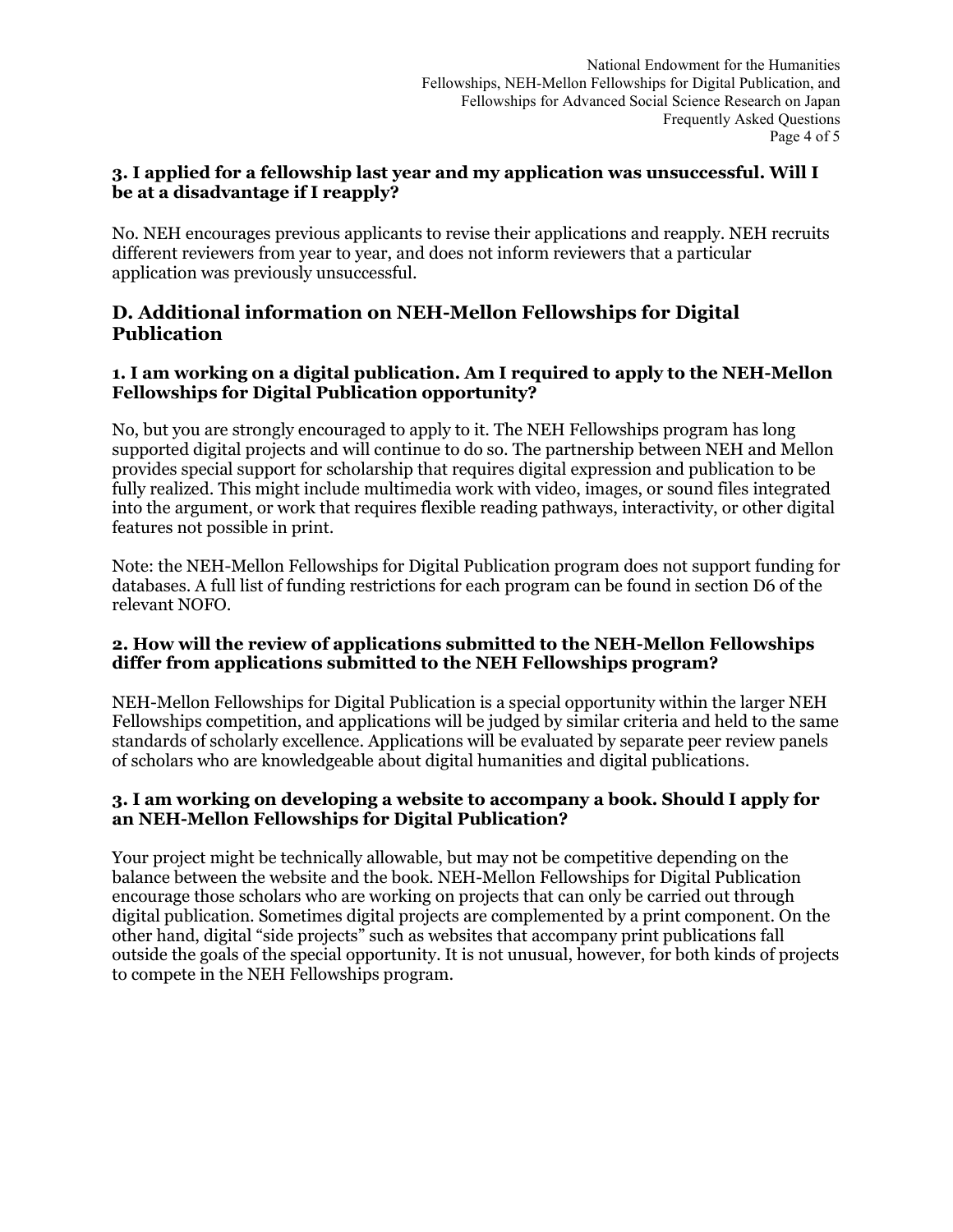### 3. I applied for a fellowship last year and my application was unsuccessful. Will I be at a disadvantage if I reapply?

No. NEH encourages previous applicants to revise their applications and reapply. NEH recruits different reviewers from year to year, and does not inform reviewers that a particular application was previously unsuccessful.

## D. Additional information on NEH-Mellon Fellowships for Digital Publication

### 1. I am working on a digital publication. Am I required to apply to the NEH-Mellon Fellowships for Digital Publication opportunity?

No, but you are strongly encouraged to apply to it. The NEH Fellowships program has long supported digital projects and will continue to do so. The partnership between NEH and Mellon provides special support for scholarship that requires digital expression and publication to be fully realized. This might include multimedia work with video, images, or sound files integrated into the argument, or work that requires flexible reading pathways, interactivity, or other digital features not possible in print.

Note: the NEH-Mellon Fellowships for Digital Publication program does not support funding for databases. A full list of funding restrictions for each program can be found in section D6 of the relevant NOFO.

### 2. How will the review of applications submitted to the NEH-Mellon Fellowships differ from applications submitted to the NEH Fellowships program?

NEH-Mellon Fellowships for Digital Publication is a special opportunity within the larger NEH Fellowships competition, and applications will be judged by similar criteria and held to the same standards of scholarly excellence. Applications will be evaluated by separate peer review panels of scholars who are knowledgeable about digital humanities and digital publications.

### 3. I am working on developing a website to accompany a book. Should I apply for an NEH-Mellon Fellowships for Digital Publication?

Your project might be technically allowable, but may not be competitive depending on the balance between the website and the book. NEH-Mellon Fellowships for Digital Publication encourage those scholars who are working on projects that can only be carried out through digital publication. Sometimes digital projects are complemented by a print component. On the other hand, digital "side projects" such as websites that accompany print publications fall outside the goals of the special opportunity. It is not unusual, however, for both kinds of projects to compete in the NEH Fellowships program.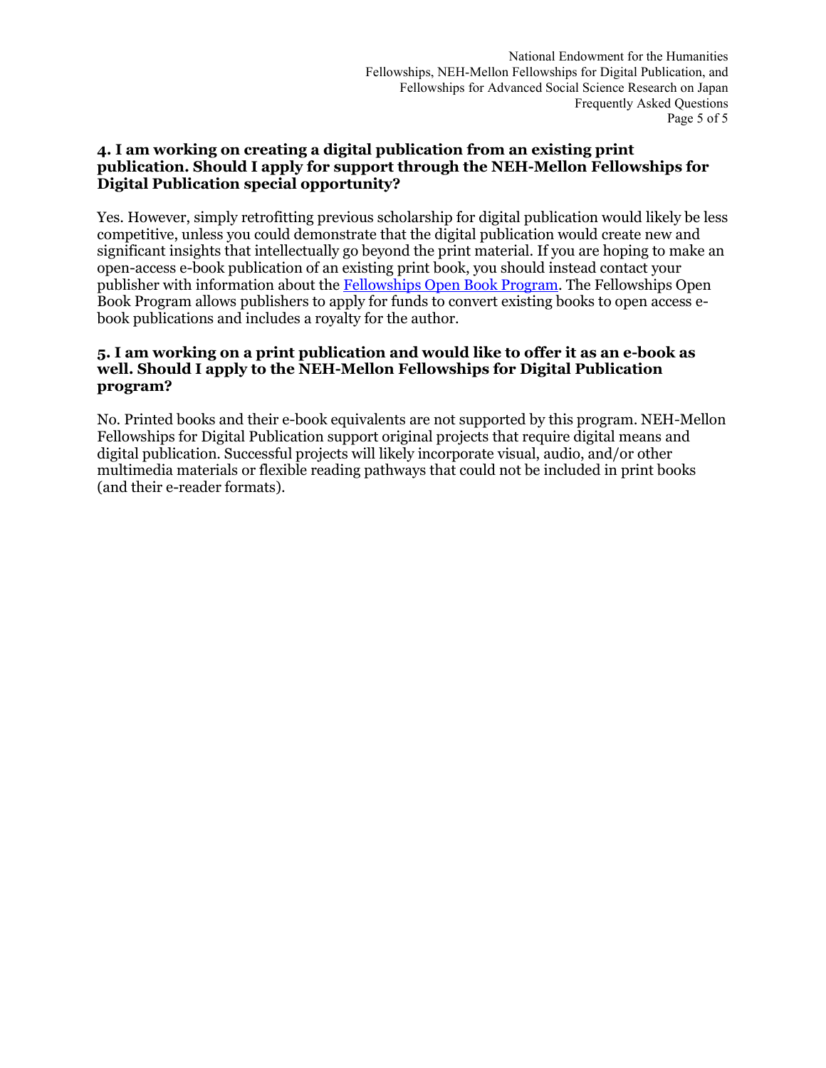**4. I am working on creating a digital publication from an existing print publication. Should I apply for support through the NEH-Mellon Fellowships for Digital Publication special opportunity?**

Yes. However, simply retrofitting previous scholarship for digital publication would likely be less competitive, unless you could demonstrate that the digital publication would create new and significant insights that intellectually go beyond the print material. If you are hoping to make an open-access e-book publication of an existing print book, you should instead contact your publisher with information about the Fellowships Open Book Program. The Fellowships Open Book Program allows publishers to apply for funds to convert existing books to open access e-book publications and includes a royalty for the author.

**5. I am working on a print publication and would like to offer it as an e-book as well. Should I apply to the NEH-Mellon Fellowships for Digital Publication program?**

No. Printed books and their e-book equivalents are not supported by this program. NEH-Mellon Fellowships for Digital Publication support original projects that require digital means and digital publication. Successful projects will likely incorporate visual, audio, and/or other multimedia materials or flexible reading pathways that could not be included in print books (and their e-reader formats).